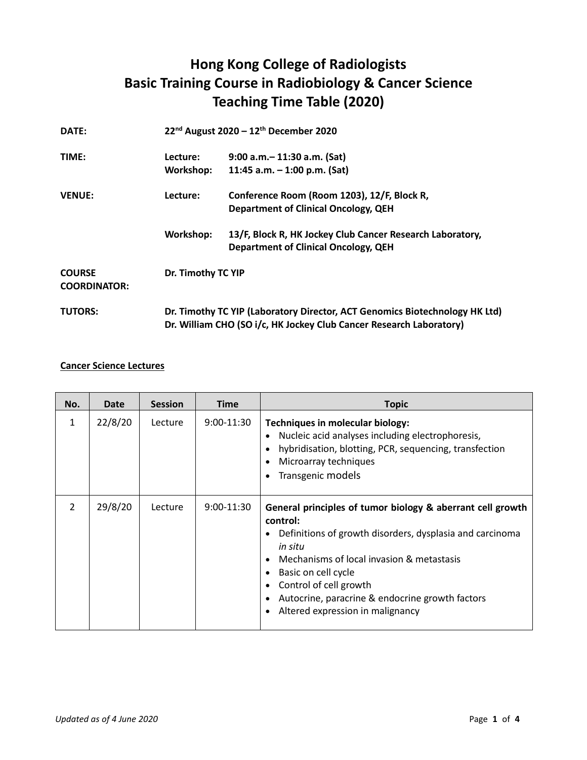# Hong Kong College of Radiologists
# Basic Training Course in Radiobiology & Cancer Science
# Teaching Time Table (2020)

**DATE:** 22nd August 2020 – 12th December 2020

**TIME:**
- **Lecture:** 9:00 a.m.– 11:30 a.m. (Sat)
- **Workshop:** 11:45 a.m. – 1:00 p.m. (Sat)

**VENUE:**
- **Lecture:** Conference Room (Room 1203), 12/F, Block R, Department of Clinical Oncology, QEH
- **Workshop:** 13/F, Block R, HK Jockey Club Cancer Research Laboratory, Department of Clinical Oncology, QEH

**COURSE COORDINATOR:** Dr. Timothy TC YIP

**TUTORS:**
- Dr. Timothy TC YIP (Laboratory Director, ACT Genomics Biotechnology HK Ltd)
- Dr. William CHO (SO i/c, HK Jockey Club Cancer Research Laboratory)

**Cancer Science Lectures**

| No. | Date | Session | Time | Topic |
|---|---|---|---|---|
| 1 | 22/8/20 | Lecture | 9:00-11:30 | **Techniques in molecular biology:**<br>• Nucleic acid analyses including electrophoresis,<br>• hybridisation, blotting, PCR, sequencing, transfection<br>• Microarray techniques<br>• Transgenic models |
| 2 | 29/8/20 | Lecture | 9:00-11:30 | **General principles of tumor biology & aberrant cell growth control:**<br>• Definitions of growth disorders, dysplasia and carcinoma *in situ*<br>• Mechanisms of local invasion & metastasis<br>• Basic on cell cycle<br>• Control of cell growth<br>• Autocrine, paracrine & endocrine growth factors<br>• Altered expression in malignancy |

*Updated as of 4 June 2020*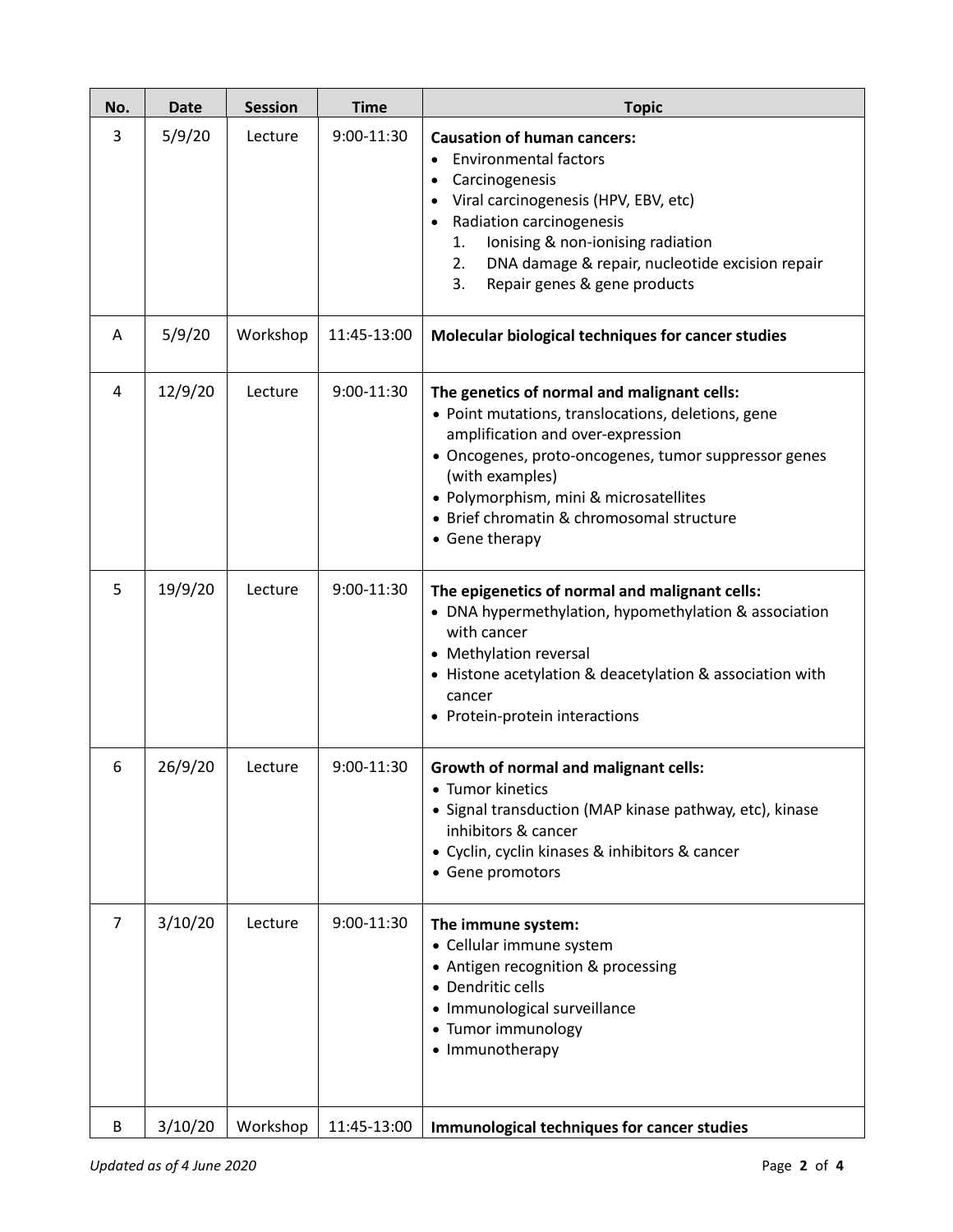| No. | Date | Session | Time | Topic |
|---|---|---|---|---|
| 3 | 5/9/20 | Lecture | 9:00-11:30 | **Causation of human cancers:**<br>• Environmental factors<br>• Carcinogenesis<br>• Viral carcinogenesis (HPV, EBV, etc)<br>• Radiation carcinogenesis<br>  1. Ionising & non-ionising radiation<br>  2. DNA damage & repair, nucleotide excision repair<br>  3. Repair genes & gene products |
| A | 5/9/20 | Workshop | 11:45-13:00 | **Molecular biological techniques for cancer studies** |
| 4 | 12/9/20 | Lecture | 9:00-11:30 | **The genetics of normal and malignant cells:**<br>• Point mutations, translocations, deletions, gene amplification and over-expression<br>• Oncogenes, proto-oncogenes, tumor suppressor genes (with examples)<br>• Polymorphism, mini & microsatellites<br>• Brief chromatin & chromosomal structure<br>• Gene therapy |
| 5 | 19/9/20 | Lecture | 9:00-11:30 | **The epigenetics of normal and malignant cells:**<br>• DNA hypermethylation, hypomethylation & association with cancer<br>• Methylation reversal<br>• Histone acetylation & deacetylation & association with cancer<br>• Protein-protein interactions |
| 6 | 26/9/20 | Lecture | 9:00-11:30 | **Growth of normal and malignant cells:**<br>• Tumor kinetics<br>• Signal transduction (MAP kinase pathway, etc), kinase inhibitors & cancer<br>• Cyclin, cyclin kinases & inhibitors & cancer<br>• Gene promotors |
| 7 | 3/10/20 | Lecture | 9:00-11:30 | **The immune system:**<br>• Cellular immune system<br>• Antigen recognition & processing<br>• Dendritic cells<br>• Immunological surveillance<br>• Tumor immunology<br>• Immunotherapy |
| B | 3/10/20 | Workshop | 11:45-13:00 | **Immunological techniques for cancer studies** |

*Updated as of 4 June 2020*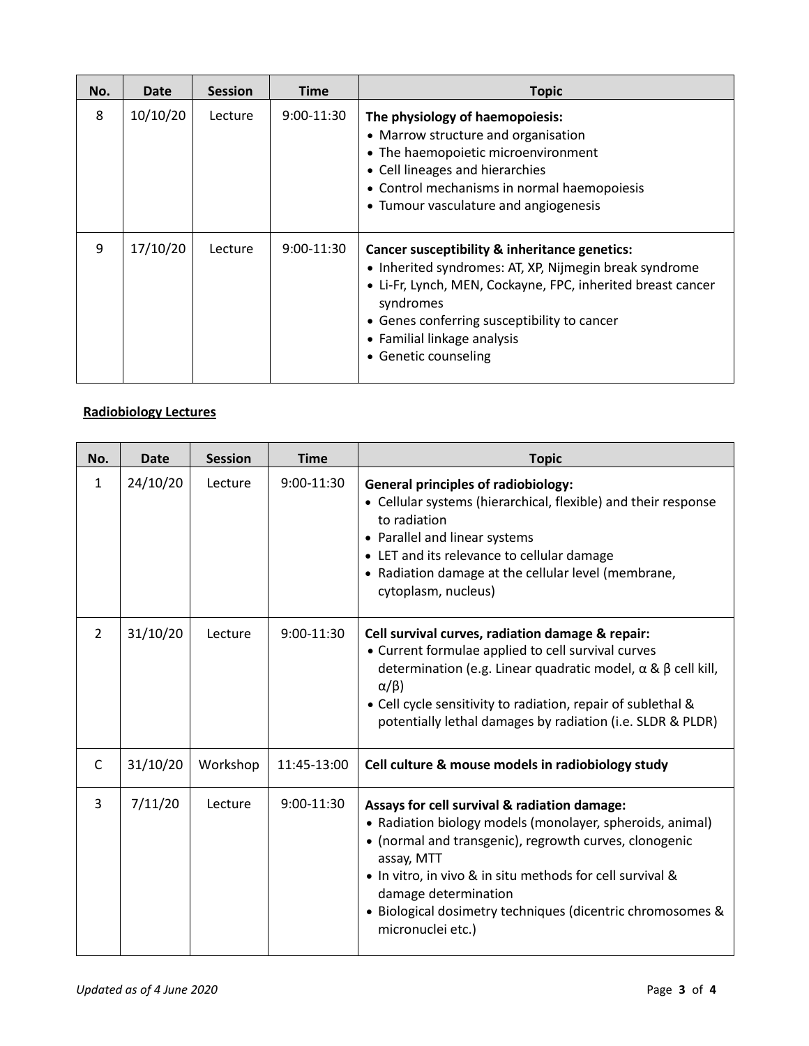| No. | Date | Session | Time | Topic |
|---|---|---|---|---|
| 8 | 10/10/20 | Lecture | 9:00-11:30 | **The physiology of haemopoiesis:**<br>• Marrow structure and organisation<br>• The haemopoietic microenvironment<br>• Cell lineages and hierarchies<br>• Control mechanisms in normal haemopoiesis<br>• Tumour vasculature and angiogenesis |
| 9 | 17/10/20 | Lecture | 9:00-11:30 | **Cancer susceptibility & inheritance genetics:**<br>• Inherited syndromes: AT, XP, Nijmegin break syndrome<br>• Li-Fr, Lynch, MEN, Cockayne, FPC, inherited breast cancer syndromes<br>• Genes conferring susceptibility to cancer<br>• Familial linkage analysis<br>• Genetic counseling |

**Radiobiology Lectures**

| No. | Date | Session | Time | Topic |
|---|---|---|---|---|
| 1 | 24/10/20 | Lecture | 9:00-11:30 | **General principles of radiobiology:**<br>• Cellular systems (hierarchical, flexible) and their response to radiation<br>• Parallel and linear systems<br>• LET and its relevance to cellular damage<br>• Radiation damage at the cellular level (membrane, cytoplasm, nucleus) |
| 2 | 31/10/20 | Lecture | 9:00-11:30 | **Cell survival curves, radiation damage & repair:**<br>• Current formulae applied to cell survival curves determination (e.g. Linear quadratic model, α & β cell kill, α/β)<br>• Cell cycle sensitivity to radiation, repair of sublethal & potentially lethal damages by radiation (i.e. SLDR & PLDR) |
| C | 31/10/20 | Workshop | 11:45-13:00 | **Cell culture & mouse models in radiobiology study** |
| 3 | 7/11/20 | Lecture | 9:00-11:30 | **Assays for cell survival & radiation damage:**<br>• Radiation biology models (monolayer, spheroids, animal)<br>• (normal and transgenic), regrowth curves, clonogenic assay, MTT<br>• In vitro, in vivo & in situ methods for cell survival & damage determination<br>• Biological dosimetry techniques (dicentric chromosomes & micronuclei etc.) |

*Updated as of 4 June 2020*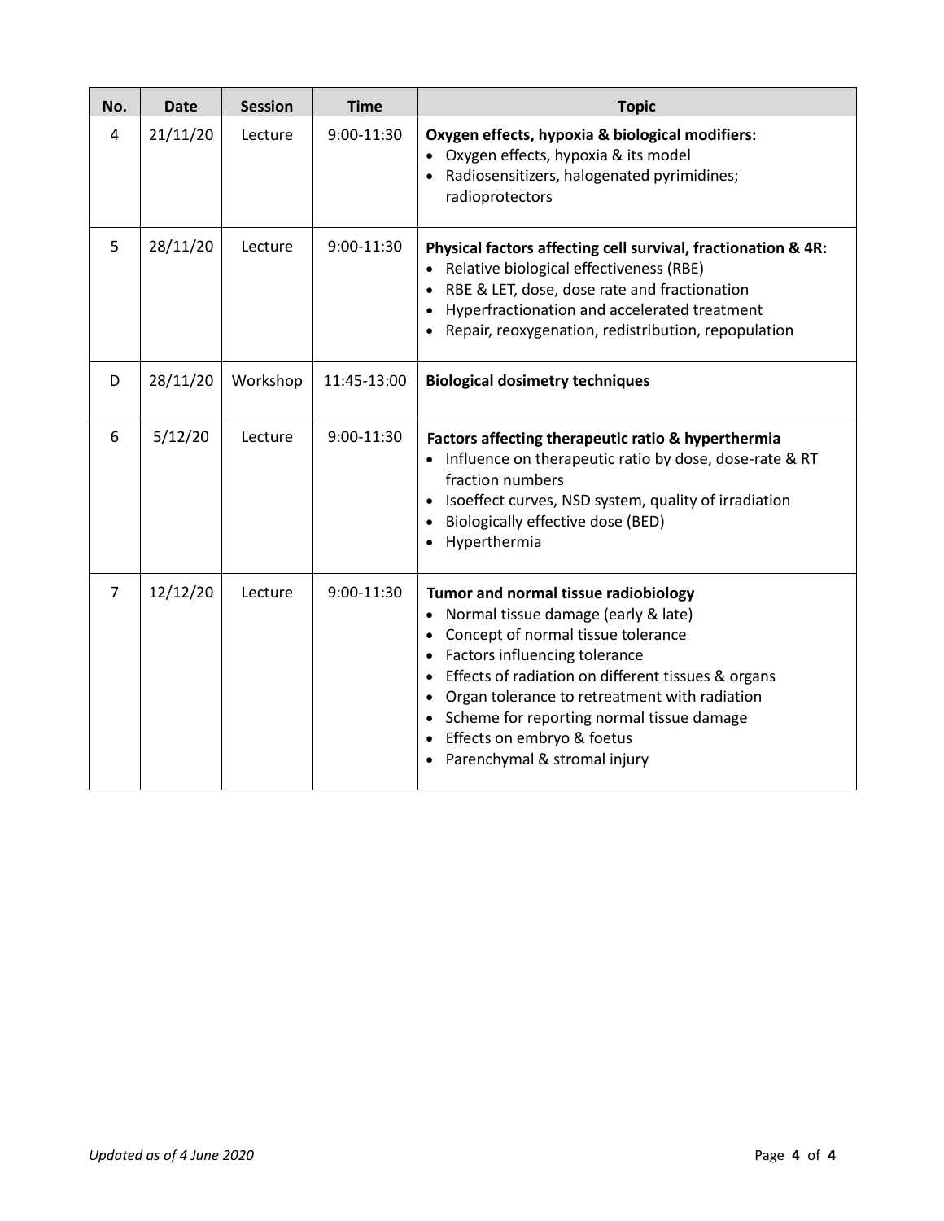| No. | Date | Session | Time | Topic |
|---|---|---|---|---|
| 4 | 21/11/20 | Lecture | 9:00-11:30 | **Oxygen effects, hypoxia & biological modifiers:**<br>• Oxygen effects, hypoxia & its model<br>• Radiosensitizers, halogenated pyrimidines; radioprotectors |
| 5 | 28/11/20 | Lecture | 9:00-11:30 | **Physical factors affecting cell survival, fractionation & 4R:**<br>• Relative biological effectiveness (RBE)<br>• RBE & LET, dose, dose rate and fractionation<br>• Hyperfractionation and accelerated treatment<br>• Repair, reoxygenation, redistribution, repopulation |
| D | 28/11/20 | Workshop | 11:45-13:00 | **Biological dosimetry techniques** |
| 6 | 5/12/20 | Lecture | 9:00-11:30 | **Factors affecting therapeutic ratio & hyperthermia**<br>• Influence on therapeutic ratio by dose, dose-rate & RT fraction numbers<br>• Isoeffect curves, NSD system, quality of irradiation<br>• Biologically effective dose (BED)<br>• Hyperthermia |
| 7 | 12/12/20 | Lecture | 9:00-11:30 | **Tumor and normal tissue radiobiology**<br>• Normal tissue damage (early & late)<br>• Concept of normal tissue tolerance<br>• Factors influencing tolerance<br>• Effects of radiation on different tissues & organs<br>• Organ tolerance to retreatment with radiation<br>• Scheme for reporting normal tissue damage<br>• Effects on embryo & foetus<br>• Parenchymal & stromal injury |

*Updated as of 4 June 2020*